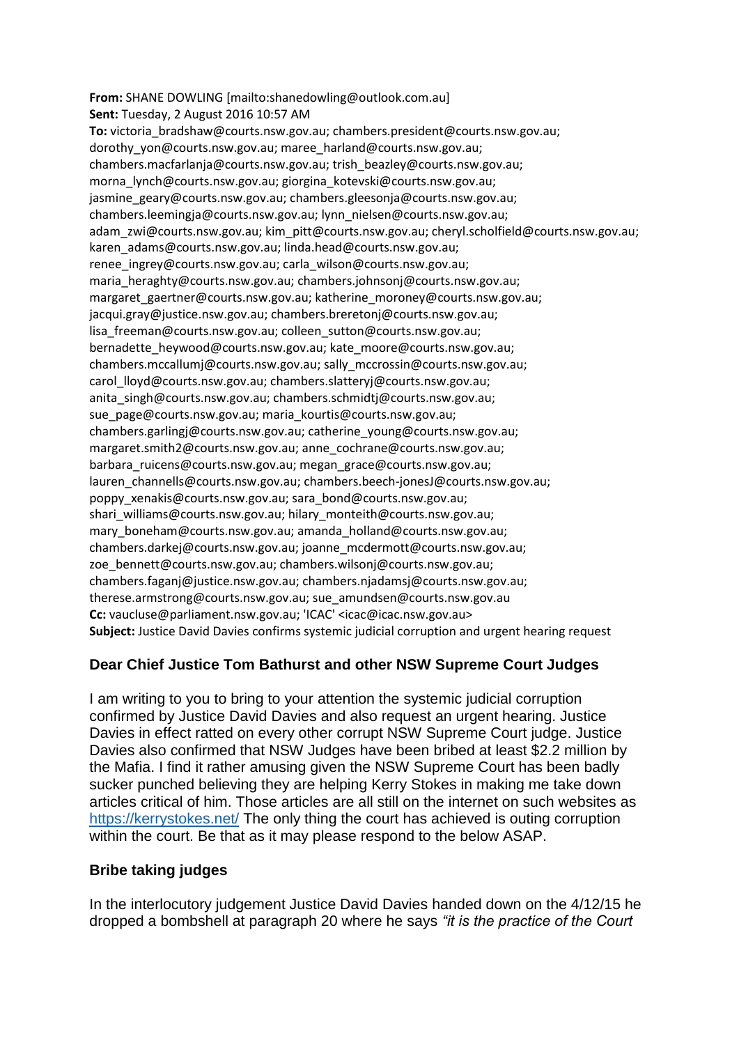**From:** SHANE DOWLING [mailto:shanedowling@outlook.com.au]
**Sent:** Tuesday, 2 August 2016 10:57 AM
**To:** victoria_bradshaw@courts.nsw.gov.au; chambers.president@courts.nsw.gov.au; dorothy_yon@courts.nsw.gov.au; maree_harland@courts.nsw.gov.au; chambers.macfarlanja@courts.nsw.gov.au; trish_beazley@courts.nsw.gov.au; morna_lynch@courts.nsw.gov.au; giorgina_kotevski@courts.nsw.gov.au; jasmine_geary@courts.nsw.gov.au; chambers.gleesonja@courts.nsw.gov.au; chambers.leemingja@courts.nsw.gov.au; lynn_nielsen@courts.nsw.gov.au; adam_zwi@courts.nsw.gov.au; kim_pitt@courts.nsw.gov.au; cheryl.scholfield@courts.nsw.gov.au; karen_adams@courts.nsw.gov.au; linda.head@courts.nsw.gov.au; renee_ingrey@courts.nsw.gov.au; carla_wilson@courts.nsw.gov.au; maria_heraghty@courts.nsw.gov.au; chambers.johnsonj@courts.nsw.gov.au; margaret_gaertner@courts.nsw.gov.au; katherine_moroney@courts.nsw.gov.au; jacqui.gray@justice.nsw.gov.au; chambers.breretonj@courts.nsw.gov.au; lisa_freeman@courts.nsw.gov.au; colleen_sutton@courts.nsw.gov.au; bernadette_heywood@courts.nsw.gov.au; kate_moore@courts.nsw.gov.au; chambers.mccallumj@courts.nsw.gov.au; sally_mccrossin@courts.nsw.gov.au; carol_lloyd@courts.nsw.gov.au; chambers.slatteryj@courts.nsw.gov.au; anita_singh@courts.nsw.gov.au; chambers.schmidtj@courts.nsw.gov.au; sue_page@courts.nsw.gov.au; maria_kourtis@courts.nsw.gov.au; chambers.garlingj@courts.nsw.gov.au; catherine_young@courts.nsw.gov.au; margaret.smith2@courts.nsw.gov.au; anne_cochrane@courts.nsw.gov.au; barbara_ruicens@courts.nsw.gov.au; megan_grace@courts.nsw.gov.au; lauren_channells@courts.nsw.gov.au; chambers.beech-jonesJ@courts.nsw.gov.au; poppy_xenakis@courts.nsw.gov.au; sara_bond@courts.nsw.gov.au; shari_williams@courts.nsw.gov.au; hilary_monteith@courts.nsw.gov.au; mary_boneham@courts.nsw.gov.au; amanda_holland@courts.nsw.gov.au; chambers.darkej@courts.nsw.gov.au; joanne_mcdermott@courts.nsw.gov.au; zoe_bennett@courts.nsw.gov.au; chambers.wilsonj@courts.nsw.gov.au; chambers.faganj@justice.nsw.gov.au; chambers.njadamsj@courts.nsw.gov.au; therese.armstrong@courts.nsw.gov.au; sue_amundsen@courts.nsw.gov.au
**Cc:** vaucluse@parliament.nsw.gov.au; 'ICAC' <icac@icac.nsw.gov.au>
**Subject:** Justice David Davies confirms systemic judicial corruption and urgent hearing request

### Dear Chief Justice Tom Bathurst and other NSW Supreme Court Judges

I am writing to you to bring to your attention the systemic judicial corruption confirmed by Justice David Davies and also request an urgent hearing. Justice Davies in effect ratted on every other corrupt NSW Supreme Court judge. Justice Davies also confirmed that NSW Judges have been bribed at least $2.2 million by the Mafia. I find it rather amusing given the NSW Supreme Court has been badly sucker punched believing they are helping Kerry Stokes in making me take down articles critical of him. Those articles are all still on the internet on such websites as https://kerrystokes.net/ The only thing the court has achieved is outing corruption within the court. Be that as it may please respond to the below ASAP.

### Bribe taking judges

In the interlocutory judgement Justice David Davies handed down on the 4/12/15 he dropped a bombshell at paragraph 20 where he says *"it is the practice of the Court*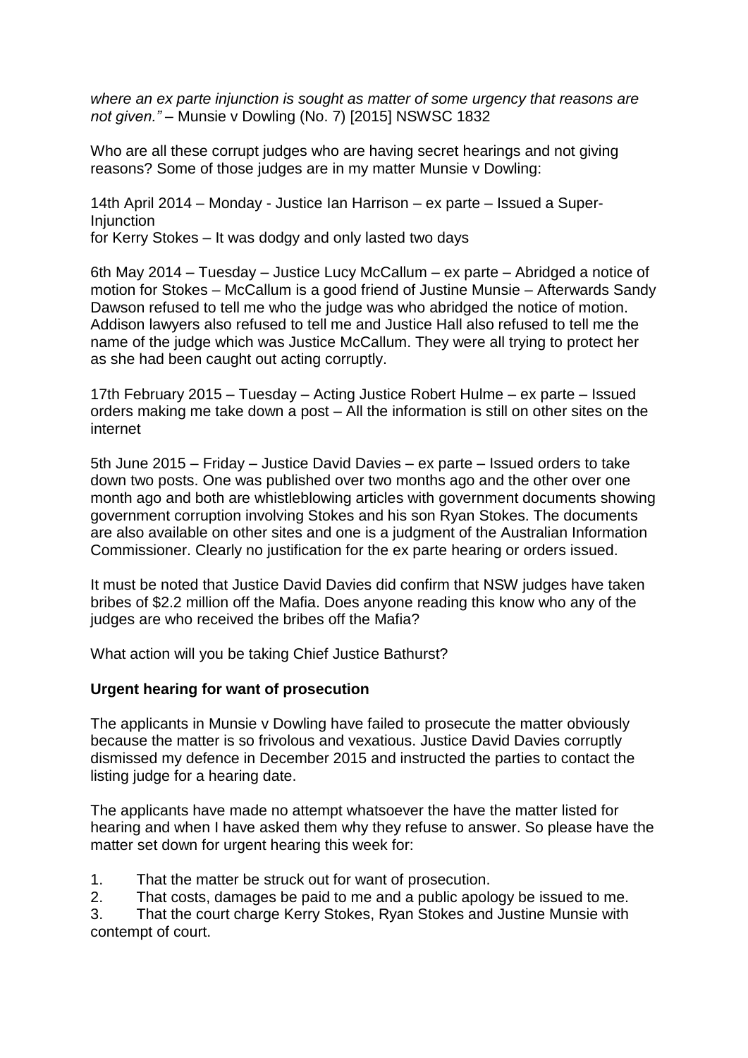*where an ex parte injunction is sought as matter of some urgency that reasons are not given."* – Munsie v Dowling (No. 7) [2015] NSWSC 1832

Who are all these corrupt judges who are having secret hearings and not giving reasons? Some of those judges are in my matter Munsie v Dowling:

14th April 2014 – Monday - Justice Ian Harrison – ex parte – Issued a Super-Injunction
for Kerry Stokes – It was dodgy and only lasted two days

6th May 2014 – Tuesday – Justice Lucy McCallum – ex parte – Abridged a notice of motion for Stokes – McCallum is a good friend of Justine Munsie – Afterwards Sandy Dawson refused to tell me who the judge was who abridged the notice of motion. Addison lawyers also refused to tell me and Justice Hall also refused to tell me the name of the judge which was Justice McCallum. They were all trying to protect her as she had been caught out acting corruptly.

17th February 2015 – Tuesday – Acting Justice Robert Hulme – ex parte – Issued orders making me take down a post – All the information is still on other sites on the internet

5th June 2015 – Friday – Justice David Davies – ex parte – Issued orders to take down two posts. One was published over two months ago and the other over one month ago and both are whistleblowing articles with government documents showing government corruption involving Stokes and his son Ryan Stokes. The documents are also available on other sites and one is a judgment of the Australian Information Commissioner. Clearly no justification for the ex parte hearing or orders issued.

It must be noted that Justice David Davies did confirm that NSW judges have taken bribes of $2.2 million off the Mafia. Does anyone reading this know who any of the judges are who received the bribes off the Mafia?

What action will you be taking Chief Justice Bathurst?

**Urgent hearing for want of prosecution**

The applicants in Munsie v Dowling have failed to prosecute the matter obviously because the matter is so frivolous and vexatious. Justice David Davies corruptly dismissed my defence in December 2015 and instructed the parties to contact the listing judge for a hearing date.

The applicants have made no attempt whatsoever the have the matter listed for hearing and when I have asked them why they refuse to answer. So please have the matter set down for urgent hearing this week for:

1. That the matter be struck out for want of prosecution.
2. That costs, damages be paid to me and a public apology be issued to me.
3. That the court charge Kerry Stokes, Ryan Stokes and Justine Munsie with contempt of court.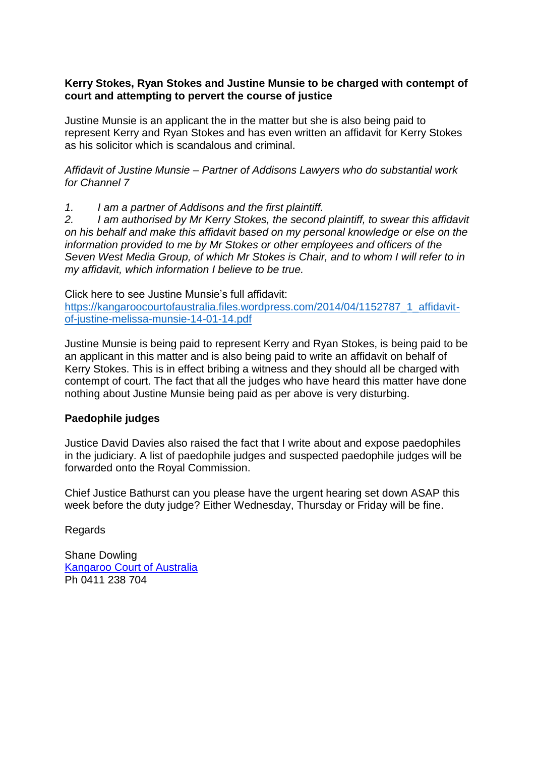**Kerry Stokes, Ryan Stokes and Justine Munsie to be charged with contempt of court and attempting to pervert the course of justice**

Justine Munsie is an applicant the in the matter but she is also being paid to represent Kerry and Ryan Stokes and has even written an affidavit for Kerry Stokes as his solicitor which is scandalous and criminal.

*Affidavit of Justine Munsie – Partner of Addisons Lawyers who do substantial work for Channel 7*

*1. I am a partner of Addisons and the first plaintiff.*
*2. I am authorised by Mr Kerry Stokes, the second plaintiff, to swear this affidavit on his behalf and make this affidavit based on my personal knowledge or else on the information provided to me by Mr Stokes or other employees and officers of the Seven West Media Group, of which Mr Stokes is Chair, and to whom I will refer to in my affidavit, which information I believe to be true.*

Click here to see Justine Munsie's full affidavit:
[https://kangaroocourtofaustralia.files.wordpress.com/2014/04/1152787_1_affidavit-of-justine-melissa-munsie-14-01-14.pdf](https://kangaroocourtofaustralia.files.wordpress.com/2014/04/1152787_1_affidavit-of-justine-melissa-munsie-14-01-14.pdf)

Justine Munsie is being paid to represent Kerry and Ryan Stokes, is being paid to be an applicant in this matter and is also being paid to write an affidavit on behalf of Kerry Stokes. This is in effect bribing a witness and they should all be charged with contempt of court. The fact that all the judges who have heard this matter have done nothing about Justine Munsie being paid as per above is very disturbing.

**Paedophile judges**

Justice David Davies also raised the fact that I write about and expose paedophiles in the judiciary. A list of paedophile judges and suspected paedophile judges will be forwarded onto the Royal Commission.

Chief Justice Bathurst can you please have the urgent hearing set down ASAP this week before the duty judge? Either Wednesday, Thursday or Friday will be fine.

Regards

Shane Dowling
[Kangaroo Court of Australia]
Ph 0411 238 704